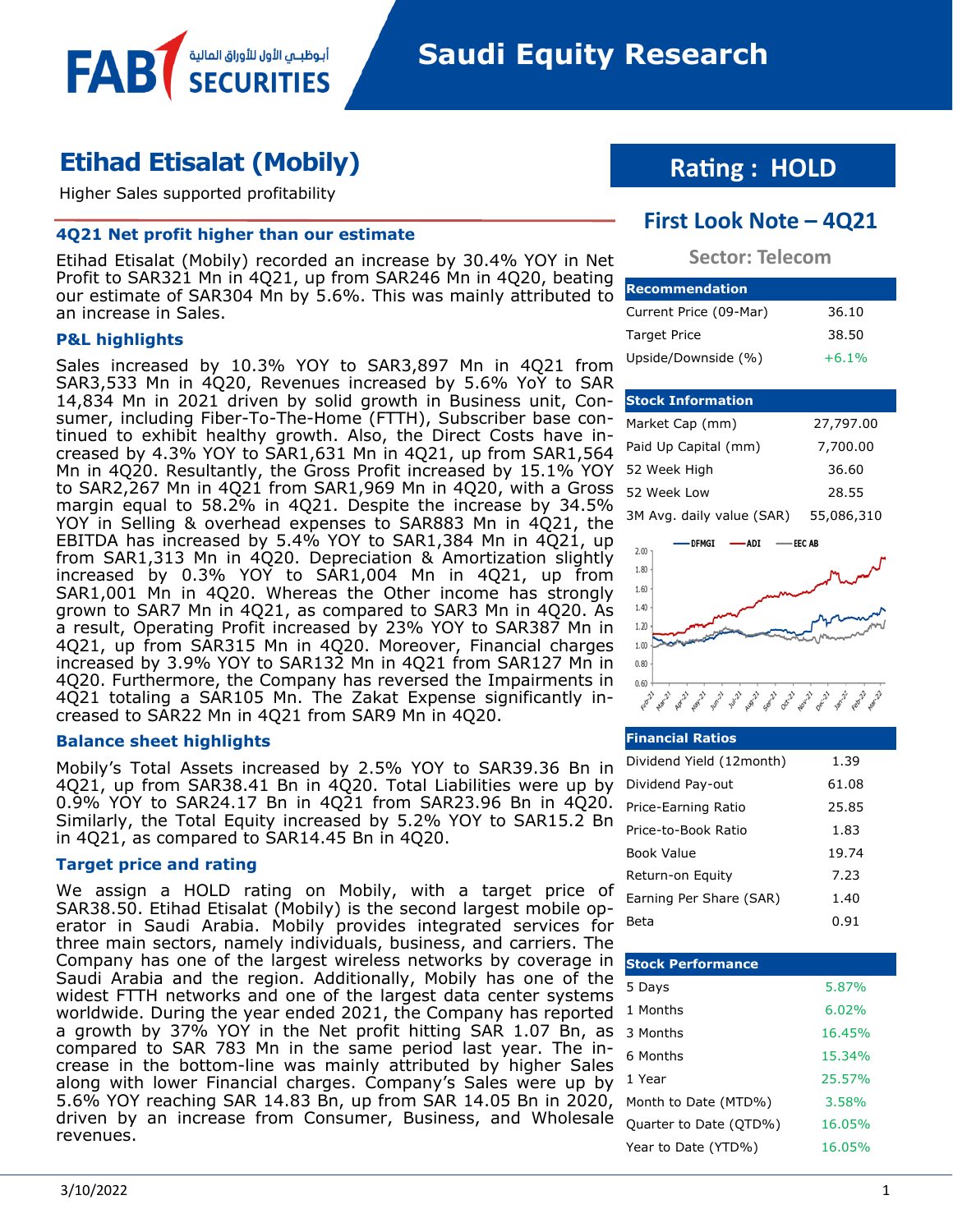FAB SECURITIES أبوظبي الأول للأوراق المالية

# Saudi Equity Research

# Etihad Etisalat (Mobily)

Higher Sales supported profitability

## Rating : HOLD

## First Look Note – 4Q21

**Sector: Telecom**

### 4Q21 Net profit higher than our estimate

Etihad Etisalat (Mobily) recorded an increase by 30.4% YOY in Net Profit to SAR321 Mn in 4Q21, up from SAR246 Mn in 4Q20, beating our estimate of SAR304 Mn by 5.6%. This was mainly attributed to an increase in Sales.

### P&L highlights

Sales increased by 10.3% YOY to SAR3,897 Mn in 4Q21 from SAR3,533 Mn in 4Q20, Revenues increased by 5.6% YoY to SAR 14,834 Mn in 2021 driven by solid growth in Business unit, Consumer, including Fiber-To-The-Home (FTTH), Subscriber base continued to exhibit healthy growth. Also, the Direct Costs have increased by 4.3% YOY to SAR1,631 Mn in 4Q21, up from SAR1,564 Mn in 4Q20. Resultantly, the Gross Profit increased by 15.1% YOY to SAR2,267 Mn in 4Q21 from SAR1,969 Mn in 4Q20, with a Gross margin equal to 58.2% in 4Q21. Despite the increase by 34.5% YOY in Selling & overhead expenses to SAR883 Mn in 4Q21, the EBITDA has increased by 5.4% YOY to SAR1,384 Mn in 4Q21, up from SAR1,313 Mn in 4Q20. Depreciation & Amortization slightly increased by 0.3% YOY to SAR1,004 Mn in 4Q21, up from SAR1,001 Mn in 4Q20. Whereas the Other income has strongly grown to SAR7 Mn in 4Q21, as compared to SAR3 Mn in 4Q20. As a result, Operating Profit increased by 23% YOY to SAR387 Mn in 4Q21, up from SAR315 Mn in 4Q20. Moreover, Financial charges increased by 3.9% YOY to SAR132 Mn in 4Q21 from SAR127 Mn in 4Q20. Furthermore, the Company has reversed the Impairments in 4Q21 totaling a SAR105 Mn. The Zakat Expense significantly increased to SAR22 Mn in 4Q21 from SAR9 Mn in 4Q20.

### Balance sheet highlights

Mobily's Total Assets increased by 2.5% YOY to SAR39.36 Bn in 4Q21, up from SAR38.41 Bn in 4Q20. Total Liabilities were up by 0.9% YOY to SAR24.17 Bn in 4Q21 from SAR23.96 Bn in 4Q20. Similarly, the Total Equity increased by 5.2% YOY to SAR15.2 Bn in 4Q21, as compared to SAR14.45 Bn in 4Q20.

### Target price and rating

We assign a HOLD rating on Mobily, with a target price of SAR38.50. Etihad Etisalat (Mobily) is the second largest mobile operator in Saudi Arabia. Mobily provides integrated services for three main sectors, namely individuals, business, and carriers. The Company has one of the largest wireless networks by coverage in Saudi Arabia and the region. Additionally, Mobily has one of the widest FTTH networks and one of the largest data center systems worldwide. During the year ended 2021, the Company has reported a growth by 37% YOY in the Net profit hitting SAR 1.07 Bn, as compared to SAR 783 Mn in the same period last year. The increase in the bottom-line was mainly attributed by higher Sales along with lower Financial charges. Company's Sales were up by 5.6% YOY reaching SAR 14.83 Bn, up from SAR 14.05 Bn in 2020, driven by an increase from Consumer, Business, and Wholesale revenues.

| Recommendation | |
|---|---|
| Current Price (09-Mar) | 36.10 |
| Target Price | 38.50 |
| Upside/Downside (%) | +6.1% |

| Stock Information | |
|---|---|
| Market Cap (mm) | 27,797.00 |
| Paid Up Capital (mm) | 7,700.00 |
| 52 Week High | 36.60 |
| 52 Week Low | 28.55 |
| 3M Avg. daily value (SAR) | 55,086,310 |

| Financial Ratios | |
|---|---|
| Dividend Yield (12month) | 1.39 |
| Dividend Pay-out | 61.08 |
| Price-Earning Ratio | 25.85 |
| Price-to-Book Ratio | 1.83 |
| Book Value | 19.74 |
| Return-on Equity | 7.23 |
| Earning Per Share (SAR) | 1.40 |
| Beta | 0.91 |

| Stock Performance | |
|---|---|
| 5 Days | 5.87% |
| 1 Months | 6.02% |
| 3 Months | 16.45% |
| 6 Months | 15.34% |
| 1 Year | 25.57% |
| Month to Date (MTD%) | 3.58% |
| Quarter to Date (QTD%) | 16.05% |
| Year to Date (YTD%) | 16.05% |

3/10/2022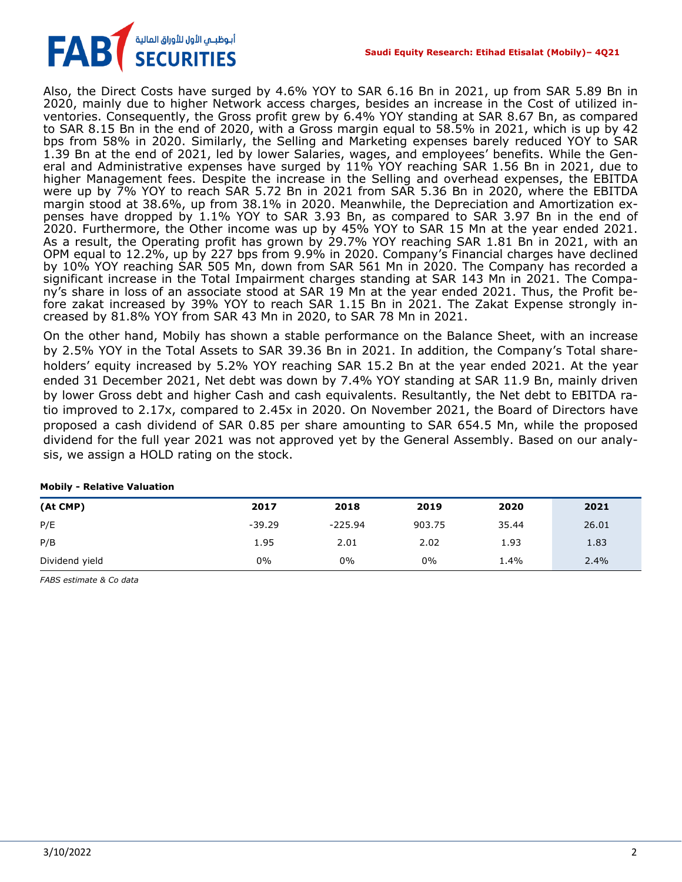Also, the Direct Costs have surged by 4.6% YOY to SAR 6.16 Bn in 2021, up from SAR 5.89 Bn in 2020, mainly due to higher Network access charges, besides an increase in the Cost of utilized inventories. Consequently, the Gross profit grew by 6.4% YOY standing at SAR 8.67 Bn, as compared to SAR 8.15 Bn in the end of 2020, with a Gross margin equal to 58.5% in 2021, which is up by 42 bps from 58% in 2020. Similarly, the Selling and Marketing expenses barely reduced YOY to SAR 1.39 Bn at the end of 2021, led by lower Salaries, wages, and employees' benefits. While the General and Administrative expenses have surged by 11% YOY reaching SAR 1.56 Bn in 2021, due to higher Management fees. Despite the increase in the Selling and overhead expenses, the EBITDA were up by 7% YOY to reach SAR 5.72 Bn in 2021 from SAR 5.36 Bn in 2020, where the EBITDA margin stood at 38.6%, up from 38.1% in 2020. Meanwhile, the Depreciation and Amortization expenses have dropped by 1.1% YOY to SAR 3.93 Bn, as compared to SAR 3.97 Bn in the end of 2020. Furthermore, the Other income was up by 45% YOY to SAR 15 Mn at the year ended 2021. As a result, the Operating profit has grown by 29.7% YOY reaching SAR 1.81 Bn in 2021, with an OPM equal to 12.2%, up by 227 bps from 9.9% in 2020. Company's Financial charges have declined by 10% YOY reaching SAR 505 Mn, down from SAR 561 Mn in 2020. The Company has recorded a significant increase in the Total Impairment charges standing at SAR 143 Mn in 2021. The Company's share in loss of an associate stood at SAR 19 Mn at the year ended 2021. Thus, the Profit before zakat increased by 39% YOY to reach SAR 1.15 Bn in 2021. The Zakat Expense strongly increased by 81.8% YOY from SAR 43 Mn in 2020, to SAR 78 Mn in 2021.

On the other hand, Mobily has shown a stable performance on the Balance Sheet, with an increase by 2.5% YOY in the Total Assets to SAR 39.36 Bn in 2021. In addition, the Company's Total shareholders' equity increased by 5.2% YOY reaching SAR 15.2 Bn at the year ended 2021. At the year ended 31 December 2021, Net debt was down by 7.4% YOY standing at SAR 11.9 Bn, mainly driven by lower Gross debt and higher Cash and cash equivalents. Resultantly, the Net debt to EBITDA ratio improved to 2.17x, compared to 2.45x in 2020. On November 2021, the Board of Directors have proposed a cash dividend of SAR 0.85 per share amounting to SAR 654.5 Mn, while the proposed dividend for the full year 2021 was not approved yet by the General Assembly. Based on our analysis, we assign a HOLD rating on the stock.

**Mobily - Relative Valuation**

| (At CMP) | 2017 | 2018 | 2019 | 2020 | 2021 |
|---|---|---|---|---|---|
| P/E | -39.29 | -225.94 | 903.75 | 35.44 | 26.01 |
| P/B | 1.95 | 2.01 | 2.02 | 1.93 | 1.83 |
| Dividend yield | 0% | 0% | 0% | 1.4% | 2.4% |

*FABS estimate & Co data*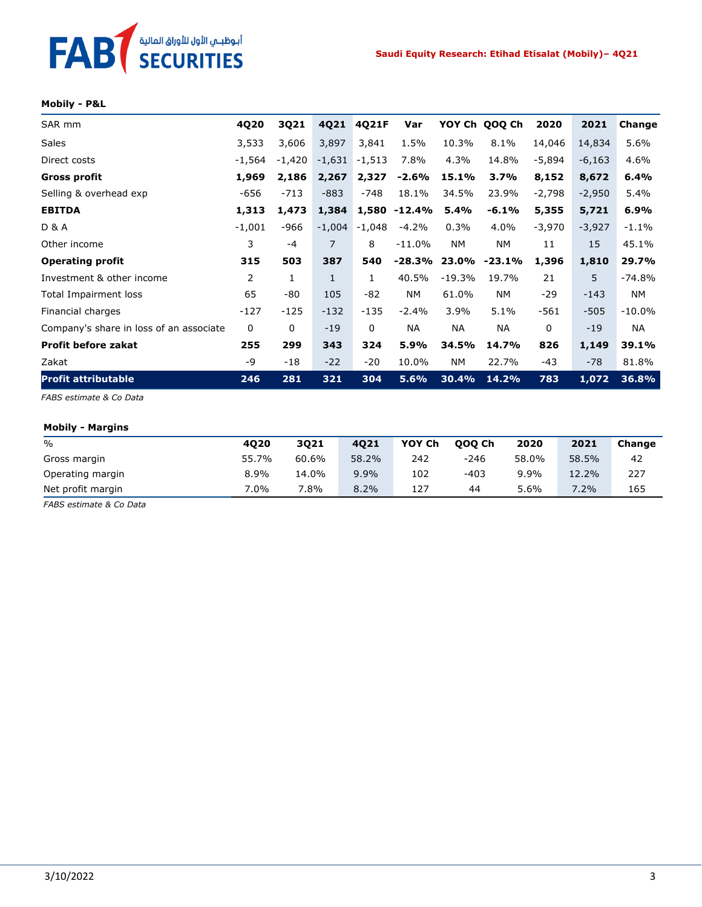**Mobily - P&L**

| SAR mm | 4Q20 | 3Q21 | 4Q21 | 4Q21F | Var | YOY Ch | QOQ Ch | 2020 | 2021 | Change |
|---|---|---|---|---|---|---|---|---|---|---|
| Sales | 3,533 | 3,606 | 3,897 | 3,841 | 1.5% | 10.3% | 8.1% | 14,046 | 14,834 | 5.6% |
| Direct costs | -1,564 | -1,420 | -1,631 | -1,513 | 7.8% | 4.3% | 14.8% | -5,894 | -6,163 | 4.6% |
| **Gross profit** | **1,969** | **2,186** | **2,267** | **2,327** | **-2.6%** | **15.1%** | **3.7%** | **8,152** | **8,672** | **6.4%** |
| Selling & overhead exp | -656 | -713 | -883 | -748 | 18.1% | 34.5% | 23.9% | -2,798 | -2,950 | 5.4% |
| **EBITDA** | **1,313** | **1,473** | **1,384** | **1,580** | **-12.4%** | **5.4%** | **-6.1%** | **5,355** | **5,721** | **6.9%** |
| D & A | -1,001 | -966 | -1,004 | -1,048 | -4.2% | 0.3% | 4.0% | -3,970 | -3,927 | -1.1% |
| Other income | 3 | -4 | 7 | 8 | -11.0% | NM | NM | 11 | 15 | 45.1% |
| **Operating profit** | **315** | **503** | **387** | **540** | **-28.3%** | **23.0%** | **-23.1%** | **1,396** | **1,810** | **29.7%** |
| Investment & other income | 2 | 1 | 1 | 1 | 40.5% | -19.3% | 19.7% | 21 | 5 | -74.8% |
| Total Impairment loss | 65 | -80 | 105 | -82 | NM | 61.0% | NM | -29 | -143 | NM |
| Financial charges | -127 | -125 | -132 | -135 | -2.4% | 3.9% | 5.1% | -561 | -505 | -10.0% |
| Company's share in loss of an associate | 0 | 0 | -19 | 0 | NA | NA | NA | 0 | -19 | NA |
| **Profit before zakat** | **255** | **299** | **343** | **324** | **5.9%** | **34.5%** | **14.7%** | **826** | **1,149** | **39.1%** |
| Zakat | -9 | -18 | -22 | -20 | 10.0% | NM | 22.7% | -43 | -78 | 81.8% |
| **Profit attributable** | **246** | **281** | **321** | **304** | **5.6%** | **30.4%** | **14.2%** | **783** | **1,072** | **36.8%** |

*FABS estimate & Co Data*

**Mobily - Margins**

| % | 4Q20 | 3Q21 | 4Q21 | YOY Ch | QOQ Ch | 2020 | 2021 | Change |
|---|---|---|---|---|---|---|---|---|
| Gross margin | 55.7% | 60.6% | 58.2% | 242 | -246 | 58.0% | 58.5% | 42 |
| Operating margin | 8.9% | 14.0% | 9.9% | 102 | -403 | 9.9% | 12.2% | 227 |
| Net profit margin | 7.0% | 7.8% | 8.2% | 127 | 44 | 5.6% | 7.2% | 165 |

*FABS estimate & Co Data*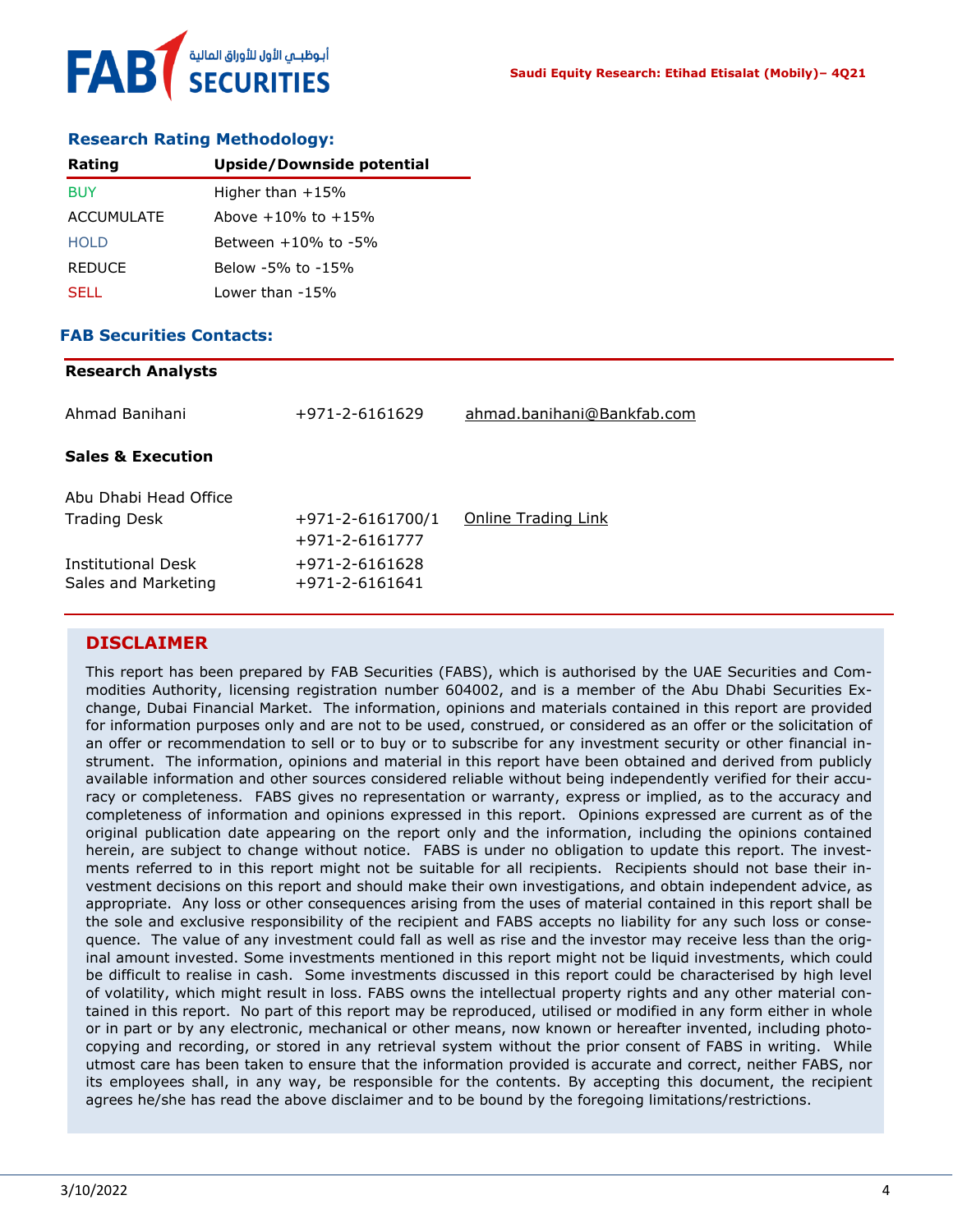### Research Rating Methodology:

| Rating | Upside/Downside potential |
|---|---|
| BUY | Higher than +15% |
| ACCUMULATE | Above +10% to +15% |
| HOLD | Between +10% to -5% |
| REDUCE | Below -5% to -15% |
| SELL | Lower than -15% |

### FAB Securities Contacts:

**Research Analysts**

| | | |
|---|---|---|
| Ahmad Banihani | +971-2-6161629 | ahmad.banihani@Bankfab.com |

**Sales & Execution**

| | | |
|---|---|---|
| Abu Dhabi Head Office | | |
| Trading Desk | +971-2-6161700/1<br>+971-2-6161777 | Online Trading Link |
| Institutional Desk | +971-2-6161628 | |
| Sales and Marketing | +971-2-6161641 | |

## DISCLAIMER

This report has been prepared by FAB Securities (FABS), which is authorised by the UAE Securities and Commodities Authority, licensing registration number 604002, and is a member of the Abu Dhabi Securities Exchange, Dubai Financial Market. The information, opinions and materials contained in this report are provided for information purposes only and are not to be used, construed, or considered as an offer or the solicitation of an offer or recommendation to sell or to buy or to subscribe for any investment security or other financial instrument. The information, opinions and material in this report have been obtained and derived from publicly available information and other sources considered reliable without being independently verified for their accuracy or completeness. FABS gives no representation or warranty, express or implied, as to the accuracy and completeness of information and opinions expressed in this report. Opinions expressed are current as of the original publication date appearing on the report only and the information, including the opinions contained herein, are subject to change without notice. FABS is under no obligation to update this report. The investments referred to in this report might not be suitable for all recipients. Recipients should not base their investment decisions on this report and should make their own investigations, and obtain independent advice, as appropriate. Any loss or other consequences arising from the uses of material contained in this report shall be the sole and exclusive responsibility of the recipient and FABS accepts no liability for any such loss or consequence. The value of any investment could fall as well as rise and the investor may receive less than the original amount invested. Some investments mentioned in this report might not be liquid investments, which could be difficult to realise in cash. Some investments discussed in this report could be characterised by high level of volatility, which might result in loss. FABS owns the intellectual property rights and any other material contained in this report. No part of this report may be reproduced, utilised or modified in any form either in whole or in part or by any electronic, mechanical or other means, now known or hereafter invented, including photocopying and recording, or stored in any retrieval system without the prior consent of FABS in writing. While utmost care has been taken to ensure that the information provided is accurate and correct, neither FABS, nor its employees shall, in any way, be responsible for the contents. By accepting this document, the recipient agrees he/she has read the above disclaimer and to be bound by the foregoing limitations/restrictions.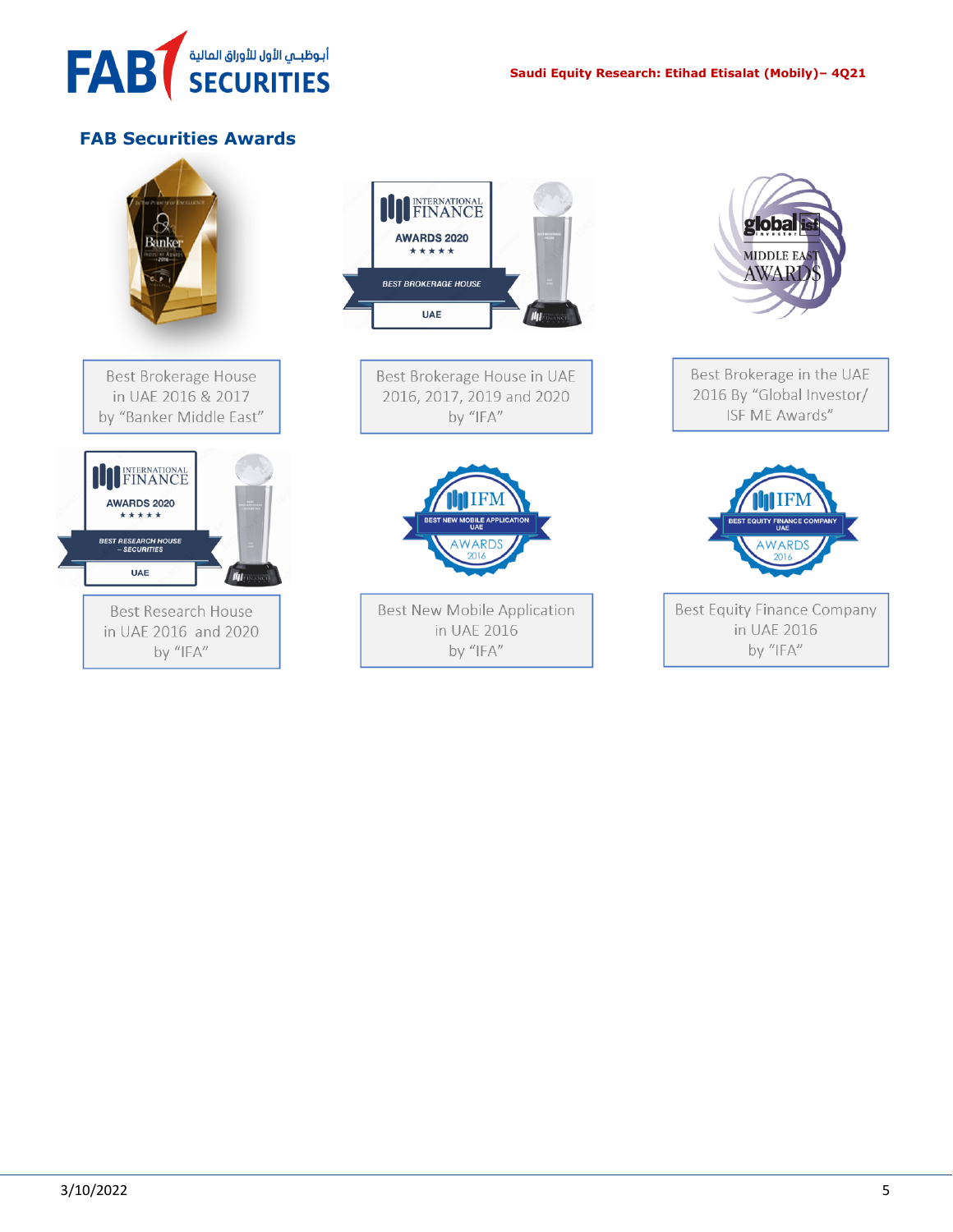## FAB Securities Awards

Best Brokerage House in UAE 2016 & 2017 by "Banker Middle East"

Best Brokerage House in UAE 2016, 2017, 2019 and 2020 by "IFA"

Best Brokerage in the UAE 2016 By "Global Investor/ ISF ME Awards"

Best Research House in UAE 2016 and 2020 by "IFA"

Best New Mobile Application in UAE 2016 by "IFA"

Best Equity Finance Company in UAE 2016 by "IFA"